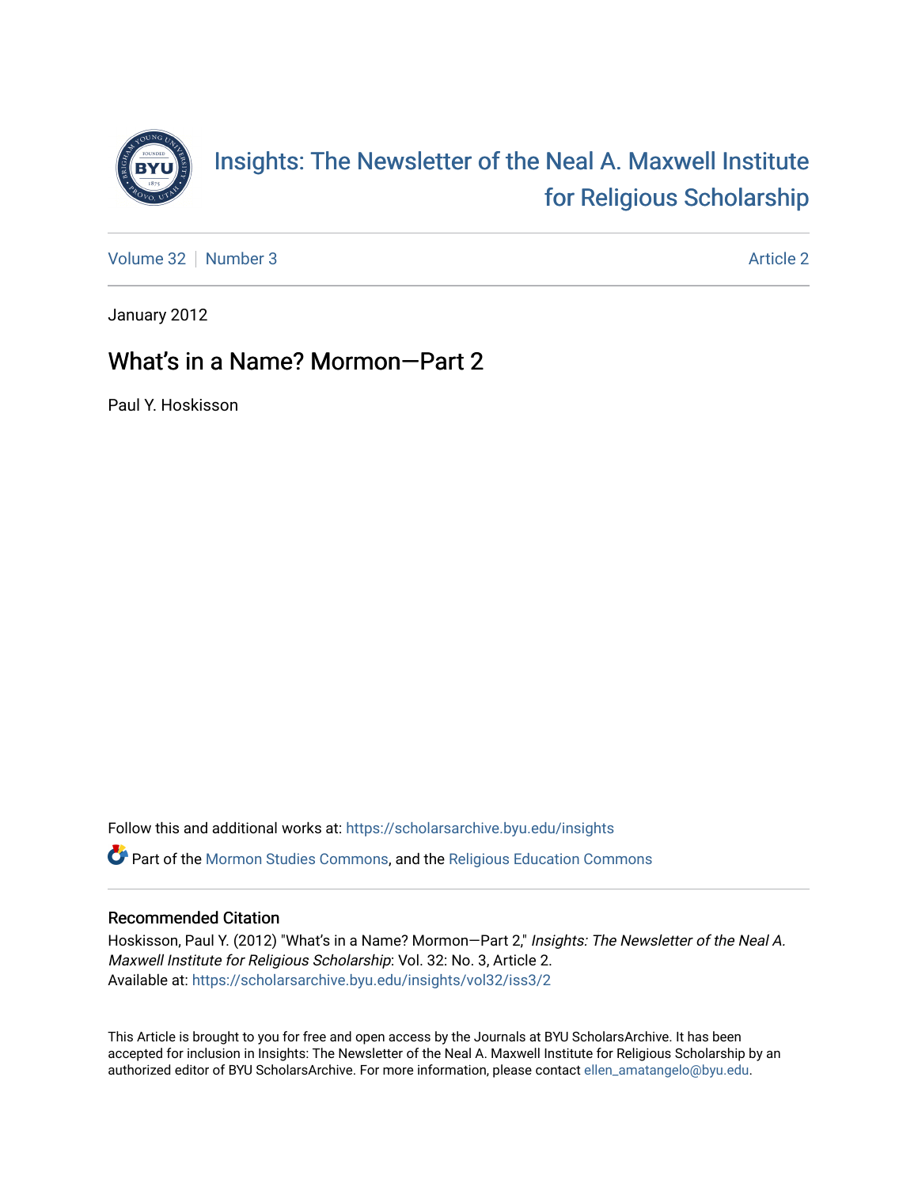# Insights: The Newsletter of the Neal A. Maxwell Institute for Religious Scholarship

Volume 32 | Number 3 — Article 2

January 2012

## What's in a Name? Mormon—Part 2

Paul Y. Hoskisson

Follow this and additional works at: https://scholarsarchive.byu.edu/insights

Part of the Mormon Studies Commons, and the Religious Education Commons

### Recommended Citation

Hoskisson, Paul Y. (2012) "What's in a Name? Mormon—Part 2," *Insights: The Newsletter of the Neal A. Maxwell Institute for Religious Scholarship*: Vol. 32: No. 3, Article 2.
Available at: https://scholarsarchive.byu.edu/insights/vol32/iss3/2

This Article is brought to you for free and open access by the Journals at BYU ScholarsArchive. It has been accepted for inclusion in Insights: The Newsletter of the Neal A. Maxwell Institute for Religious Scholarship by an authorized editor of BYU ScholarsArchive. For more information, please contact ellen_amatangelo@byu.edu.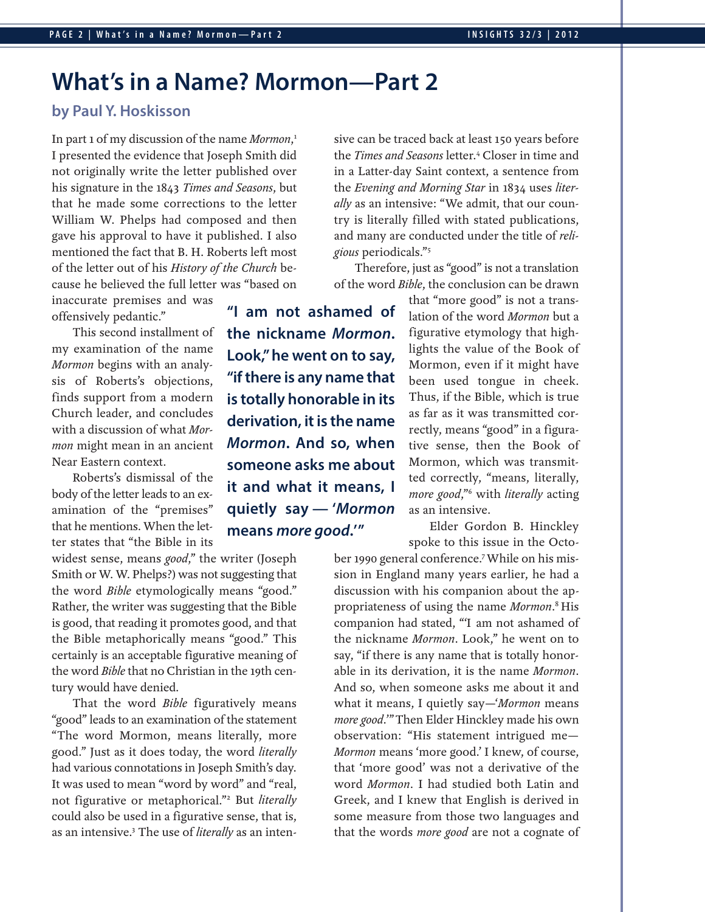# What's in a Name? Mormon—Part 2

### by Paul Y. Hoskisson

In part 1 of my discussion of the name *Mormon*,[1] I presented the evidence that Joseph Smith did not originally write the letter published over his signature in the 1843 *Times and Seasons*, but that he made some corrections to the letter William W. Phelps had composed and then gave his approval to have it published. I also mentioned the fact that B. H. Roberts left most of the letter out of his *History of the Church* because he believed the full letter was "based on inaccurate premises and was offensively pedantic."

This second installment of my examination of the name *Mormon* begins with an analysis of Roberts's objections, finds support from a modern Church leader, and concludes with a discussion of what *Mormon* might mean in an ancient Near Eastern context.

Roberts's dismissal of the body of the letter leads to an examination of the "premises" that he mentions. When the letter states that "the Bible in its widest sense, means *good*," the writer (Joseph Smith or W. W. Phelps?) was not suggesting that the word *Bible* etymologically means "good." Rather, the writer was suggesting that the Bible is good, that reading it promotes good, and that the Bible metaphorically means "good." This certainly is an acceptable figurative meaning of the word *Bible* that no Christian in the 19th century would have denied.

That the word *Bible* figuratively means "good" leads to an examination of the statement "The word Mormon, means literally, more good." Just as it does today, the word *literally* had various connotations in Joseph Smith's day. It was used to mean "word by word" and "real, not figurative or metaphorical."[2] But *literally* could also be used in a figurative sense, that is, as an intensive.[3] The use of *literally* as an intensive can be traced back at least 150 years before the *Times and Seasons* letter.[4] Closer in time and in a Latter-day Saint context, a sentence from the *Evening and Morning Star* in 1834 uses *literally* as an intensive: "We admit, that our country is literally filled with stated publications, and many are conducted under the title of *religious* periodicals."[5]

Therefore, just as "good" is not a translation of the word *Bible*, the conclusion can be drawn that "more good" is not a translation of the word *Mormon* but a figurative etymology that highlights the value of the Book of Mormon, even if it might have been used tongue in cheek. Thus, if the Bible, which is true as far as it was transmitted correctly, means "good" in a figurative sense, then the Book of Mormon, which was transmitted correctly, "means, literally, *more good*,"[6] with *literally* acting as an intensive.

> **"I am not ashamed of the nickname *Mormon*. Look," he went on to say, "if there is any name that is totally honorable in its derivation, it is the name *Mormon*. And so, when someone asks me about it and what it means, I quietly say — '*Mormon* means *more good*.'"**

Elder Gordon B. Hinckley spoke to this issue in the October 1990 general conference.[7] While on his mission in England many years earlier, he had a discussion with his companion about the appropriateness of using the name *Mormon*.[8] His companion had stated, "'I am not ashamed of the nickname *Mormon*. Look," he went on to say, "if there is any name that is totally honorable in its derivation, it is the name *Mormon*. And so, when someone asks me about it and what it means, I quietly say—'*Mormon* means *more good*.'" Then Elder Hinckley made his own observation: "His statement intrigued me—*Mormon* means 'more good.' I knew, of course, that 'more good' was not a derivative of the word *Mormon*. I had studied both Latin and Greek, and I knew that English is derived in some measure from those two languages and that the words *more good* are not a cognate of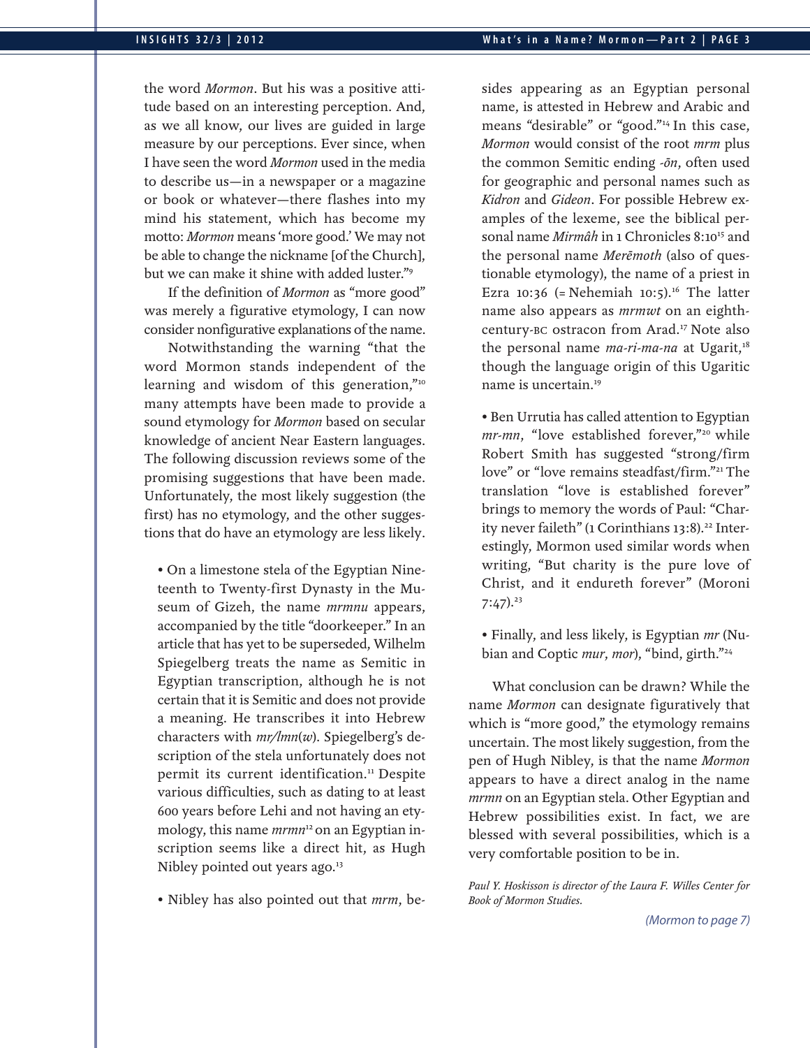the word *Mormon*. But his was a positive attitude based on an interesting perception. And, as we all know, our lives are guided in large measure by our perceptions. Ever since, when I have seen the word *Mormon* used in the media to describe us—in a newspaper or a magazine or book or whatever—there flashes into my mind his statement, which has become my motto: *Mormon* means 'more good.' We may not be able to change the nickname [of the Church], but we can make it shine with added luster."[9]

If the definition of *Mormon* as "more good" was merely a figurative etymology, I can now consider nonfigurative explanations of the name.

Notwithstanding the warning "that the word Mormon stands independent of the learning and wisdom of this generation,"[10] many attempts have been made to provide a sound etymology for *Mormon* based on secular knowledge of ancient Near Eastern languages. The following discussion reviews some of the promising suggestions that have been made. Unfortunately, the most likely suggestion (the first) has no etymology, and the other suggestions that do have an etymology are less likely.

- On a limestone stela of the Egyptian Nineteenth to Twenty-first Dynasty in the Museum of Gizeh, the name *mrmnu* appears, accompanied by the title "doorkeeper." In an article that has yet to be superseded, Wilhelm Spiegelberg treats the name as Semitic in Egyptian transcription, although he is not certain that it is Semitic and does not provide a meaning. He transcribes it into Hebrew characters with *mr/lmn*(*w*). Spiegelberg's description of the stela unfortunately does not permit its current identification.[11] Despite various difficulties, such as dating to at least 600 years before Lehi and not having an etymology, this name *mrmn*[12] on an Egyptian inscription seems like a direct hit, as Hugh Nibley pointed out years ago.[13]

- Nibley has also pointed out that *mrm*, besides appearing as an Egyptian personal name, is attested in Hebrew and Arabic and means "desirable" or "good."[14] In this case, *Mormon* would consist of the root *mrm* plus the common Semitic ending *-ōn*, often used for geographic and personal names such as *Kidron* and *Gideon*. For possible Hebrew examples of the lexeme, see the biblical personal name *Mirmâh* in 1 Chronicles 8:10[15] and the personal name *Merēmoth* (also of questionable etymology), the name of a priest in Ezra 10:36 (= Nehemiah 10:5).[16] The latter name also appears as *mrmwt* on an eighth-century-BC ostracon from Arad.[17] Note also the personal name *ma-ri-ma-na* at Ugarit,[18] though the language origin of this Ugaritic name is uncertain.[19]

- Ben Urrutia has called attention to Egyptian *mr-mn*, "love established forever,"[20] while Robert Smith has suggested "strong/firm love" or "love remains steadfast/firm."[21] The translation "love is established forever" brings to memory the words of Paul: "Charity never faileth" (1 Corinthians 13:8).[22] Interestingly, Mormon used similar words when writing, "But charity is the pure love of Christ, and it endureth forever" (Moroni 7:47).[23]

- Finally, and less likely, is Egyptian *mr* (Nubian and Coptic *mur*, *mor*), "bind, girth."[24]

What conclusion can be drawn? While the name *Mormon* can designate figuratively that which is "more good," the etymology remains uncertain. The most likely suggestion, from the pen of Hugh Nibley, is that the name *Mormon* appears to have a direct analog in the name *mrmn* on an Egyptian stela. Other Egyptian and Hebrew possibilities exist. In fact, we are blessed with several possibilities, which is a very comfortable position to be in.

*Paul Y. Hoskisson is director of the Laura F. Willes Center for Book of Mormon Studies.*

*(Mormon to page 7)*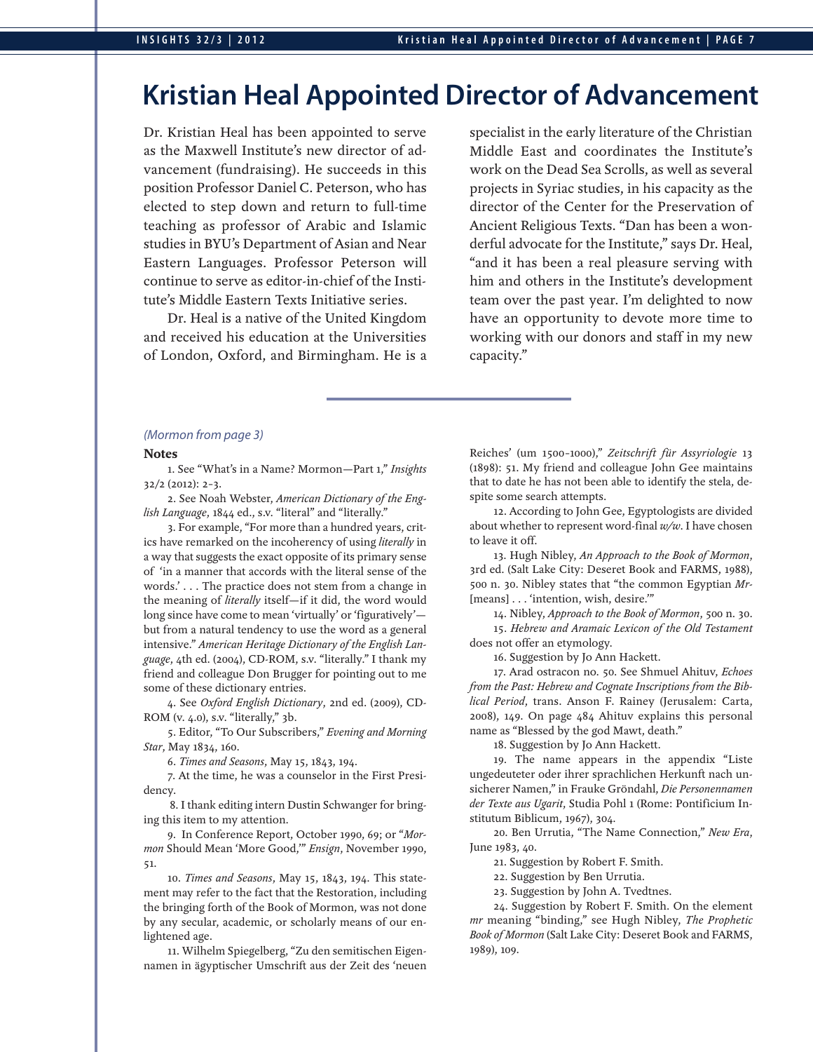# Kristian Heal Appointed Director of Advancement

Dr. Kristian Heal has been appointed to serve as the Maxwell Institute's new director of advancement (fundraising). He succeeds in this position Professor Daniel C. Peterson, who has elected to step down and return to full-time teaching as professor of Arabic and Islamic studies in BYU's Department of Asian and Near Eastern Languages. Professor Peterson will continue to serve as editor-in-chief of the Institute's Middle Eastern Texts Initiative series.

Dr. Heal is a native of the United Kingdom and received his education at the Universities of London, Oxford, and Birmingham. He is a specialist in the early literature of the Christian Middle East and coordinates the Institute's work on the Dead Sea Scrolls, as well as several projects in Syriac studies, in his capacity as the director of the Center for the Preservation of Ancient Religious Texts. "Dan has been a wonderful advocate for the Institute," says Dr. Heal, "and it has been a real pleasure serving with him and others in the Institute's development team over the past year. I'm delighted to now have an opportunity to devote more time to working with our donors and staff in my new capacity."

---

*(Mormon from page 3)*

**Notes**

1. See "What's in a Name? Mormon—Part 1," *Insights* 32/2 (2012): 2–3.

2. See Noah Webster, *American Dictionary of the English Language*, 1844 ed., s.v. "literal" and "literally."

3. For example, "For more than a hundred years, critics have remarked on the incoherency of using *literally* in a way that suggests the exact opposite of its primary sense of 'in a manner that accords with the literal sense of the words.' . . . The practice does not stem from a change in the meaning of *literally* itself—if it did, the word would long since have come to mean 'virtually' or 'figuratively'—but from a natural tendency to use the word as a general intensive." *American Heritage Dictionary of the English Language*, 4th ed. (2004), CD-ROM, s.v. "literally." I thank my friend and colleague Don Brugger for pointing out to me some of these dictionary entries.

4. See *Oxford English Dictionary*, 2nd ed. (2009), CD-ROM (v. 4.0), s.v. "literally," 3b.

5. Editor, "To Our Subscribers," *Evening and Morning Star*, May 1834, 160.

6. *Times and Seasons*, May 15, 1843, 194.

7. At the time, he was a counselor in the First Presidency.

8. I thank editing intern Dustin Schwanger for bringing this item to my attention.

9. In Conference Report, October 1990, 69; or "*Mormon* Should Mean 'More Good,'" *Ensign*, November 1990, 51.

10. *Times and Seasons*, May 15, 1843, 194. This statement may refer to the fact that the Restoration, including the bringing forth of the Book of Mormon, was not done by any secular, academic, or scholarly means of our enlightened age.

11. Wilhelm Spiegelberg, "Zu den semitischen Eigennamen in ägyptischer Umschrift aus der Zeit des 'neuen Reiches' (um 1500–1000)," *Zeitschrift für Assyriologie* 13 (1898): 51. My friend and colleague John Gee maintains that to date he has not been able to identify the stela, despite some search attempts.

12. According to John Gee, Egyptologists are divided about whether to represent word-final *w/w*. I have chosen to leave it off.

13. Hugh Nibley, *An Approach to the Book of Mormon*, 3rd ed. (Salt Lake City: Deseret Book and FARMS, 1988), 500 n. 30. Nibley states that "the common Egyptian *Mr*- [means] . . . 'intention, wish, desire.'"

14. Nibley, *Approach to the Book of Mormon*, 500 n. 30.

15. *Hebrew and Aramaic Lexicon of the Old Testament* does not offer an etymology.

16. Suggestion by Jo Ann Hackett.

17. Arad ostracon no. 50. See Shmuel Ahituv, *Echoes from the Past: Hebrew and Cognate Inscriptions from the Biblical Period*, trans. Anson F. Rainey (Jerusalem: Carta, 2008), 149. On page 484 Ahituv explains this personal name as "Blessed by the god Mawt, death."

18. Suggestion by Jo Ann Hackett.

19. The name appears in the appendix "Liste ungedeuteter oder ihrer sprachlichen Herkunft nach unsicherer Namen," in Frauke Gröndahl, *Die Personennamen der Texte aus Ugarit*, Studia Pohl 1 (Rome: Pontificium Institutum Biblicum, 1967), 304.

20. Ben Urrutia, "The Name Connection," *New Era*, June 1983, 40.

21. Suggestion by Robert F. Smith.

22. Suggestion by Ben Urrutia.

23. Suggestion by John A. Tvedtnes.

24. Suggestion by Robert F. Smith. On the element *mr* meaning "binding," see Hugh Nibley, *The Prophetic Book of Mormon* (Salt Lake City: Deseret Book and FARMS, 1989), 109.